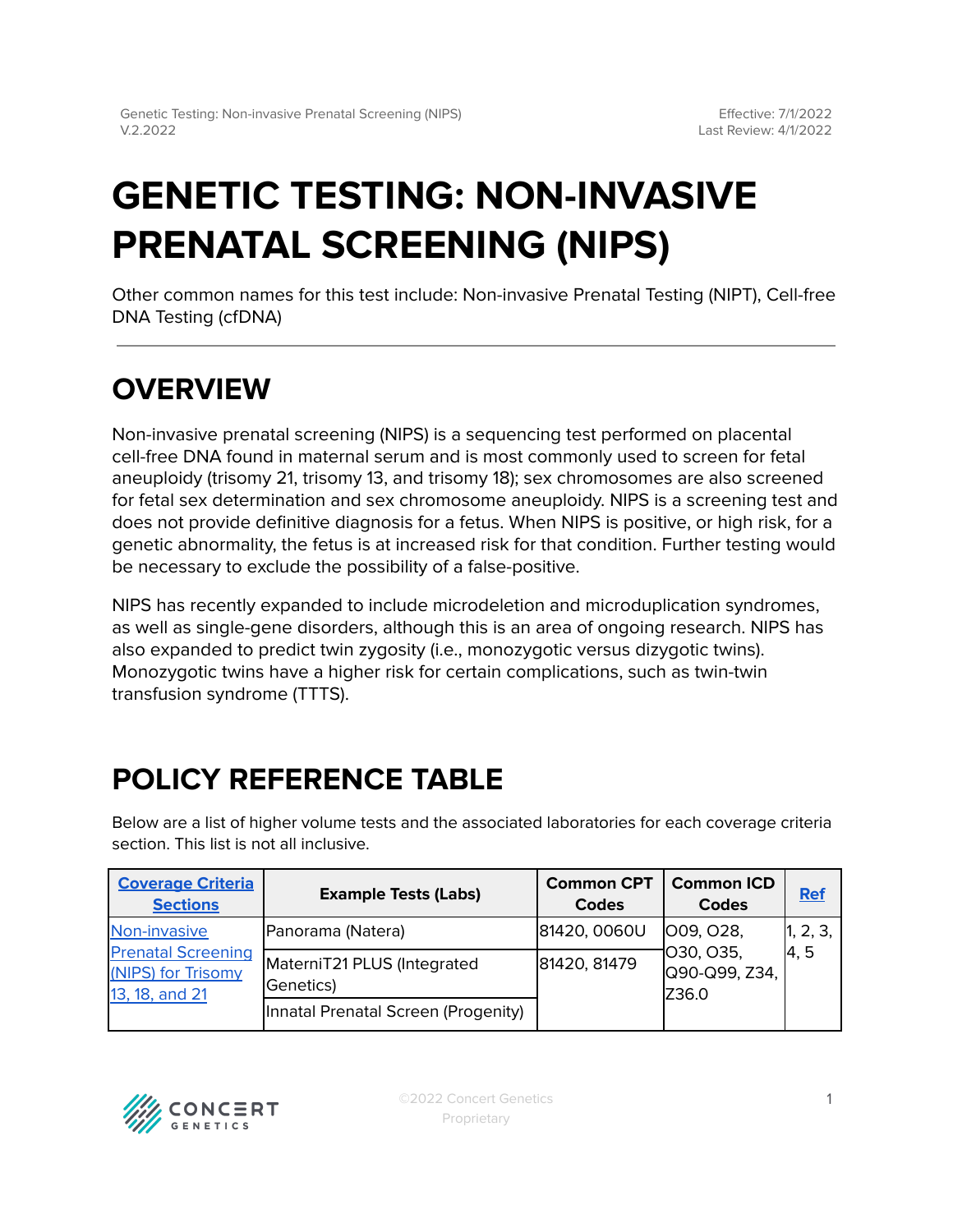# GENETIC TESTING: NON-INVASIVE PRENATAL SCREENING (NIPS)

Other common names for this test include: Non-invasive Prenatal Testing (NIPT), Cell-free DNA Testing (cfDNA)

## OVERVIEW

Non-invasive prenatal screening (NIPS) is a sequencing test performed on placental cell-free DNA found in maternal serum and is most commonly used to screen for fetal aneuploidy (trisomy 21, trisomy 13, and trisomy 18); sex chromosomes are also screened for fetal sex determination and sex chromosome aneuploidy. NIPS is a screening test and does not provide definitive diagnosis for a fetus. When NIPS is positive, or high risk, for a genetic abnormality, the fetus is at increased risk for that condition. Further testing would be necessary to exclude the possibility of a false-positive.

NIPS has recently expanded to include microdeletion and microduplication syndromes, as well as single-gene disorders, although this is an area of ongoing research. NIPS has also expanded to predict twin zygosity (i.e., monozygotic versus dizygotic twins). Monozygotic twins have a higher risk for certain complications, such as twin-twin transfusion syndrome (TTTS).

## POLICY REFERENCE TABLE

Below are a list of higher volume tests and the associated laboratories for each coverage criteria section. This list is not all inclusive.

| Coverage Criteria Sections | Example Tests (Labs) | Common CPT Codes | Common ICD Codes | Ref |
|---|---|---|---|---|
| Non-invasive Prenatal Screening (NIPS) for Trisomy 13, 18, and 21 | Panorama (Natera) | 81420, 0060U | O09, O28, O30, O35, Q90-Q99, Z34, Z36.0 | 1, 2, 3, 4, 5 |
| | MaterniT21 PLUS (Integrated Genetics) | 81420, 81479 | | |
| | Innatal Prenatal Screen (Progenity) | | | |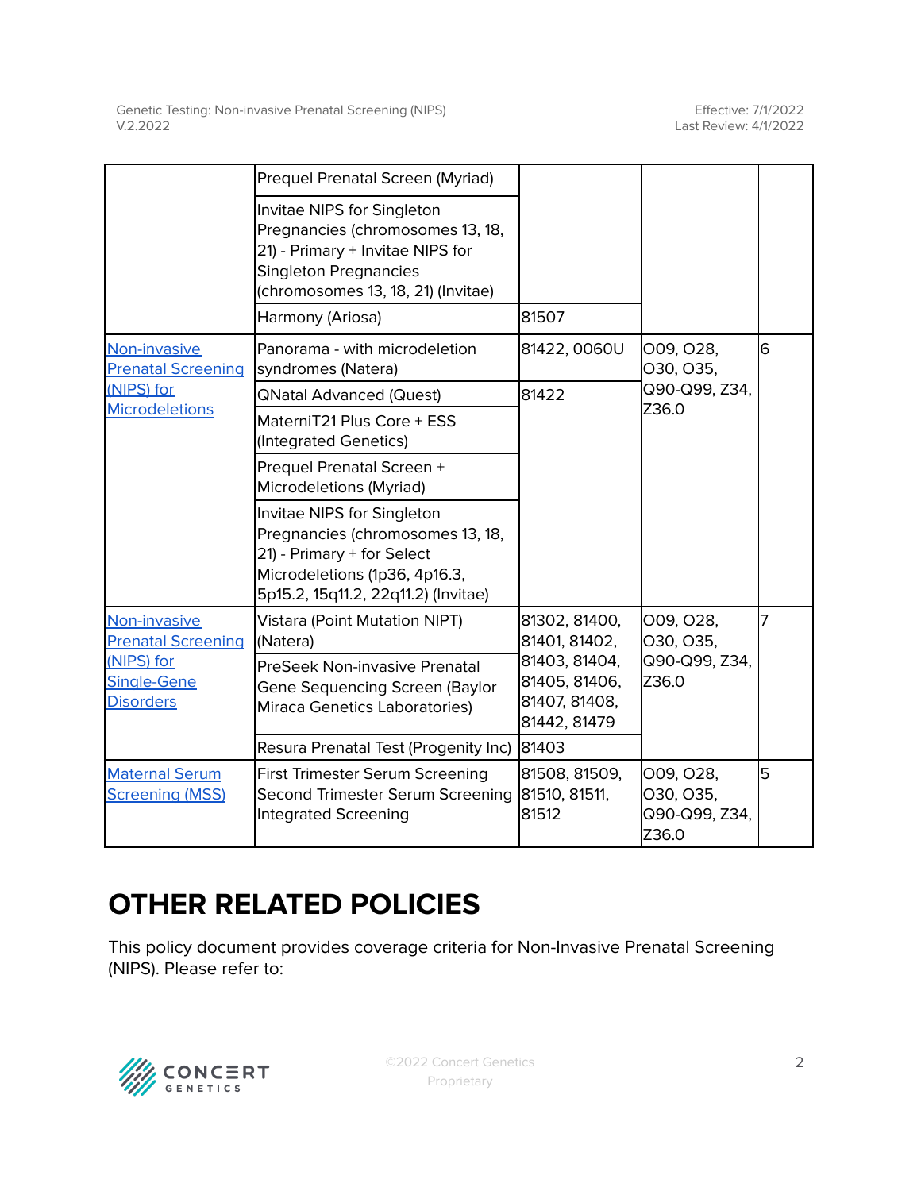| | | | | |
|---|---|---|---|---|
| | Prequel Prenatal Screen (Myriad) | | | |
| | Invitae NIPS for Singleton Pregnancies (chromosomes 13, 18, 21) - Primary + Invitae NIPS for Singleton Pregnancies (chromosomes 13, 18, 21) (Invitae) | | | |
| | Harmony (Ariosa) | 81507 | | |
| Non-invasive Prenatal Screening (NIPS) for Microdeletions | Panorama - with microdeletion syndromes (Natera) | 81422, 0060U | O09, O28, O30, O35, Q90-Q99, Z34, Z36.0 | 6 |
| | QNatal Advanced (Quest) | 81422 | | |
| | MaterniT21 Plus Core + ESS (Integrated Genetics) | | | |
| | Prequel Prenatal Screen + Microdeletions (Myriad) | | | |
| | Invitae NIPS for Singleton Pregnancies (chromosomes 13, 18, 21) - Primary + for Select Microdeletions (1p36, 4p16.3, 5p15.2, 15q11.2, 22q11.2) (Invitae) | | | |
| Non-invasive Prenatal Screening (NIPS) for Single-Gene Disorders | Vistara (Point Mutation NIPT) (Natera) | 81302, 81400, 81401, 81402, 81403, 81404, 81405, 81406, 81407, 81408, 81442, 81479 | O09, O28, O30, O35, Q90-Q99, Z34, Z36.0 | 7 |
| | PreSeek Non-invasive Prenatal Gene Sequencing Screen (Baylor Miraca Genetics Laboratories) | | | |
| | Resura Prenatal Test (Progenity Inc) | 81403 | | |
| Maternal Serum Screening (MSS) | First Trimester Serum Screening<br>Second Trimester Serum Screening<br>Integrated Screening | 81508, 81509, 81510, 81511, 81512 | O09, O28, O30, O35, Q90-Q99, Z34, Z36.0 | 5 |

# OTHER RELATED POLICIES

This policy document provides coverage criteria for Non-Invasive Prenatal Screening (NIPS). Please refer to: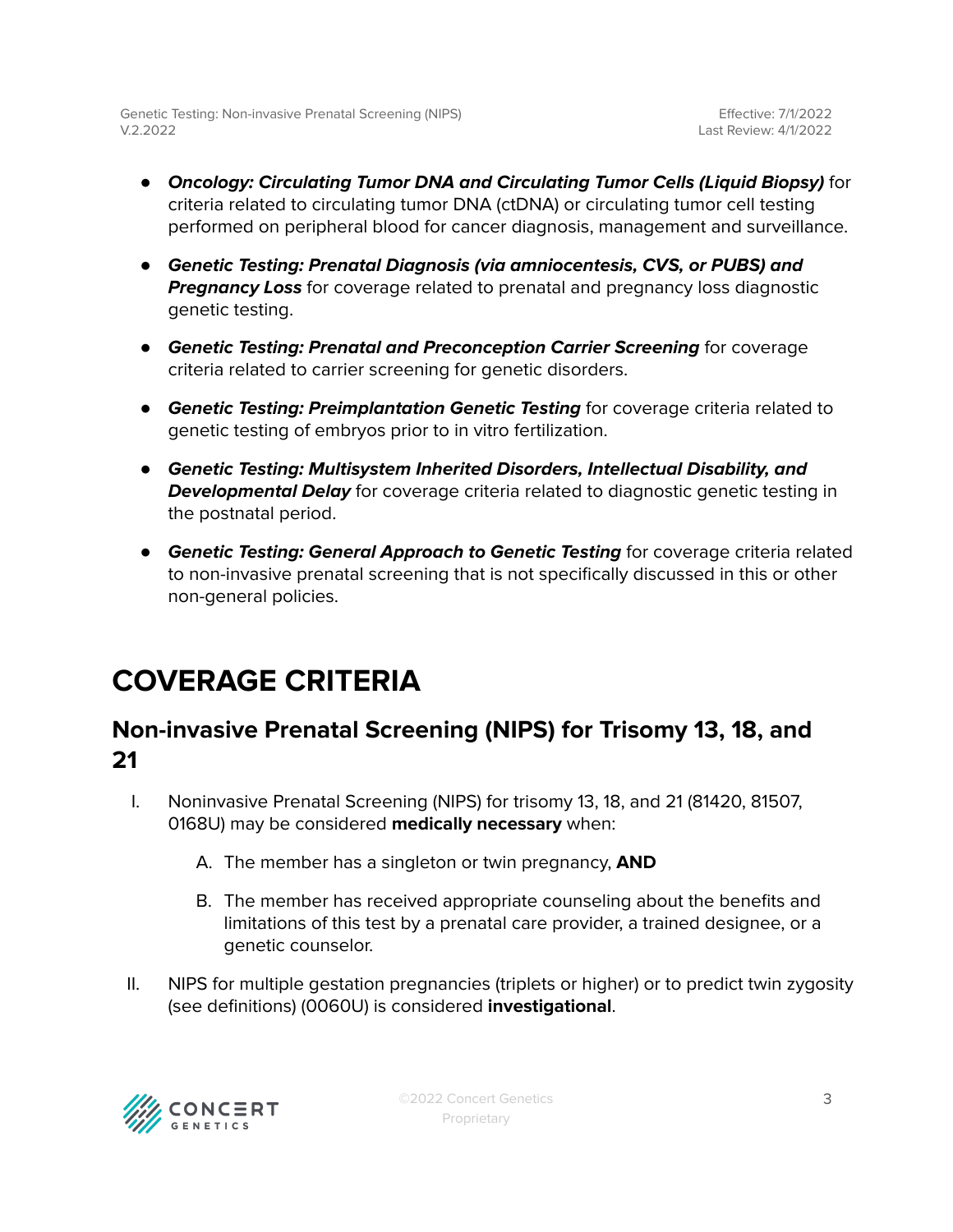- ***Oncology: Circulating Tumor DNA and Circulating Tumor Cells (Liquid Biopsy)*** for criteria related to circulating tumor DNA (ctDNA) or circulating tumor cell testing performed on peripheral blood for cancer diagnosis, management and surveillance.

- ***Genetic Testing: Prenatal Diagnosis (via amniocentesis, CVS, or PUBS) and Pregnancy Loss*** for coverage related to prenatal and pregnancy loss diagnostic genetic testing.

- ***Genetic Testing: Prenatal and Preconception Carrier Screening*** for coverage criteria related to carrier screening for genetic disorders.

- ***Genetic Testing: Preimplantation Genetic Testing*** for coverage criteria related to genetic testing of embryos prior to in vitro fertilization.

- ***Genetic Testing: Multisystem Inherited Disorders, Intellectual Disability, and Developmental Delay*** for coverage criteria related to diagnostic genetic testing in the postnatal period.

- ***Genetic Testing: General Approach to Genetic Testing*** for coverage criteria related to non-invasive prenatal screening that is not specifically discussed in this or other non-general policies.

# COVERAGE CRITERIA

## Non-invasive Prenatal Screening (NIPS) for Trisomy 13, 18, and 21

I. Noninvasive Prenatal Screening (NIPS) for trisomy 13, 18, and 21 (81420, 81507, 0168U) may be considered **medically necessary** when:

   A. The member has a singleton or twin pregnancy, **AND**

   B. The member has received appropriate counseling about the benefits and limitations of this test by a prenatal care provider, a trained designee, or a genetic counselor.

II. NIPS for multiple gestation pregnancies (triplets or higher) or to predict twin zygosity (see definitions) (0060U) is considered **investigational**.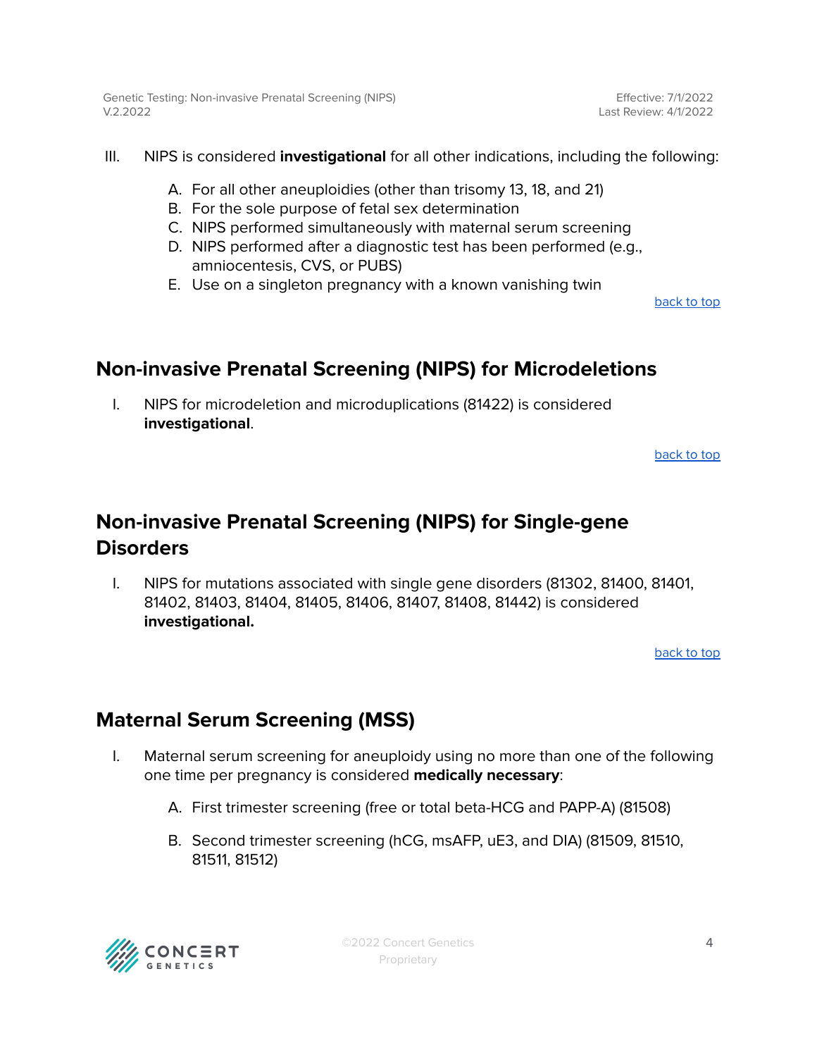III. NIPS is considered **investigational** for all other indications, including the following:

   A. For all other aneuploidies (other than trisomy 13, 18, and 21)
   B. For the sole purpose of fetal sex determination
   C. NIPS performed simultaneously with maternal serum screening
   D. NIPS performed after a diagnostic test has been performed (e.g., amniocentesis, CVS, or PUBS)
   E. Use on a singleton pregnancy with a known vanishing twin

back to top

## Non-invasive Prenatal Screening (NIPS) for Microdeletions

I. NIPS for microdeletion and microduplications (81422) is considered **investigational**.

back to top

## Non-invasive Prenatal Screening (NIPS) for Single-gene Disorders

I. NIPS for mutations associated with single gene disorders (81302, 81400, 81401, 81402, 81403, 81404, 81405, 81406, 81407, 81408, 81442) is considered **investigational.**

back to top

## Maternal Serum Screening (MSS)

I. Maternal serum screening for aneuploidy using no more than one of the following one time per pregnancy is considered **medically necessary**:

   A. First trimester screening (free or total beta-HCG and PAPP-A) (81508)

   B. Second trimester screening (hCG, msAFP, uE3, and DIA) (81509, 81510, 81511, 81512)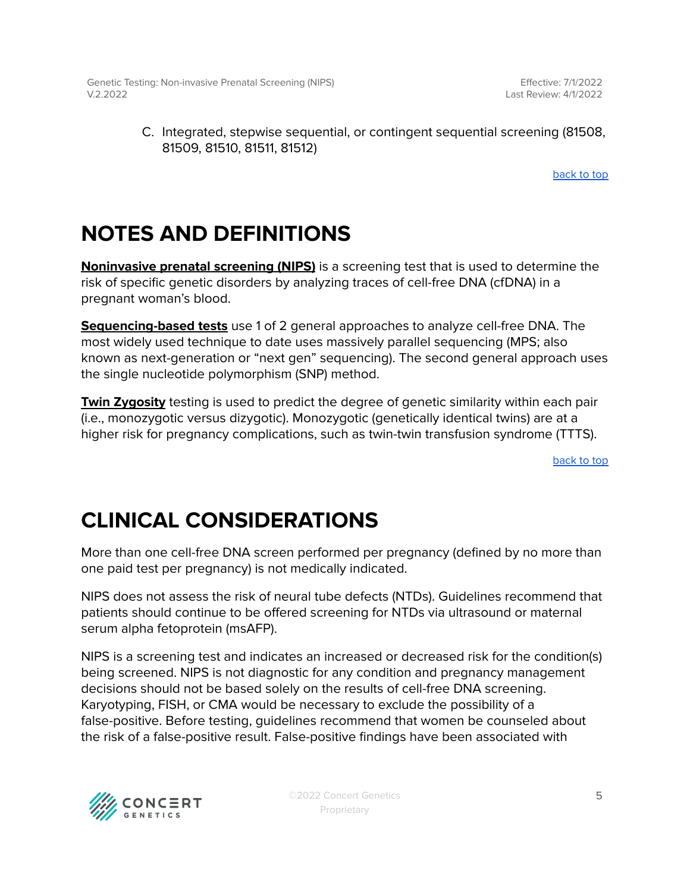C. Integrated, stepwise sequential, or contingent sequential screening (81508, 81509, 81510, 81511, 81512)

back to top

# NOTES AND DEFINITIONS

**Noninvasive prenatal screening (NIPS)** is a screening test that is used to determine the risk of specific genetic disorders by analyzing traces of cell-free DNA (cfDNA) in a pregnant woman's blood.

**Sequencing-based tests** use 1 of 2 general approaches to analyze cell-free DNA. The most widely used technique to date uses massively parallel sequencing (MPS; also known as next-generation or "next gen" sequencing). The second general approach uses the single nucleotide polymorphism (SNP) method.

**Twin Zygosity** testing is used to predict the degree of genetic similarity within each pair (i.e., monozygotic versus dizygotic). Monozygotic (genetically identical twins) are at a higher risk for pregnancy complications, such as twin-twin transfusion syndrome (TTTS).

back to top

# CLINICAL CONSIDERATIONS

More than one cell-free DNA screen performed per pregnancy (defined by no more than one paid test per pregnancy) is not medically indicated.

NIPS does not assess the risk of neural tube defects (NTDs). Guidelines recommend that patients should continue to be offered screening for NTDs via ultrasound or maternal serum alpha fetoprotein (msAFP).

NIPS is a screening test and indicates an increased or decreased risk for the condition(s) being screened. NIPS is not diagnostic for any condition and pregnancy management decisions should not be based solely on the results of cell-free DNA screening. Karyotyping, FISH, or CMA would be necessary to exclude the possibility of a false-positive. Before testing, guidelines recommend that women be counseled about the risk of a false-positive result. False-positive findings have been associated with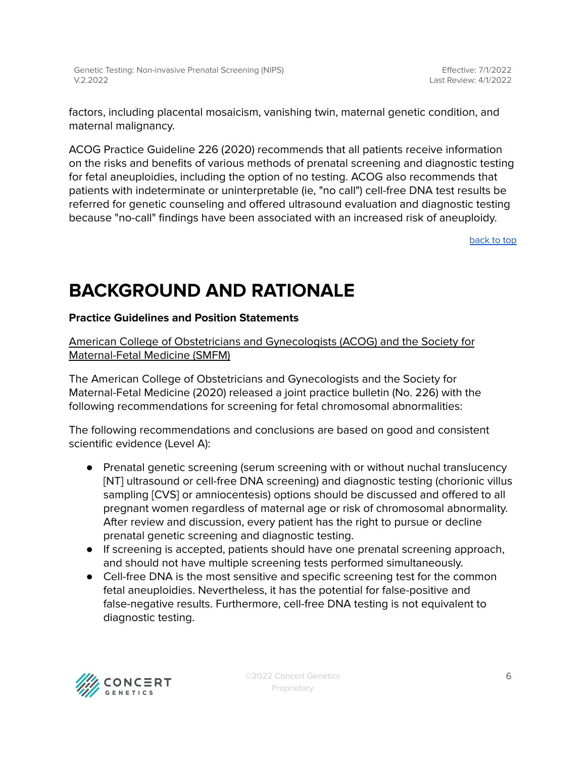factors, including placental mosaicism, vanishing twin, maternal genetic condition, and maternal malignancy.

ACOG Practice Guideline 226 (2020) recommends that all patients receive information on the risks and benefits of various methods of prenatal screening and diagnostic testing for fetal aneuploidies, including the option of no testing. ACOG also recommends that patients with indeterminate or uninterpretable (ie, "no call") cell-free DNA test results be referred for genetic counseling and offered ultrasound evaluation and diagnostic testing because "no-call" findings have been associated with an increased risk of aneuploidy.

back to top

# BACKGROUND AND RATIONALE

**Practice Guidelines and Position Statements**

American College of Obstetricians and Gynecologists (ACOG) and the Society for Maternal-Fetal Medicine (SMFM)

The American College of Obstetricians and Gynecologists and the Society for Maternal-Fetal Medicine (2020) released a joint practice bulletin (No. 226) with the following recommendations for screening for fetal chromosomal abnormalities:

The following recommendations and conclusions are based on good and consistent scientific evidence (Level A):

- Prenatal genetic screening (serum screening with or without nuchal translucency [NT] ultrasound or cell-free DNA screening) and diagnostic testing (chorionic villus sampling [CVS] or amniocentesis) options should be discussed and offered to all pregnant women regardless of maternal age or risk of chromosomal abnormality. After review and discussion, every patient has the right to pursue or decline prenatal genetic screening and diagnostic testing.
- If screening is accepted, patients should have one prenatal screening approach, and should not have multiple screening tests performed simultaneously.
- Cell-free DNA is the most sensitive and specific screening test for the common fetal aneuploidies. Nevertheless, it has the potential for false-positive and false-negative results. Furthermore, cell-free DNA testing is not equivalent to diagnostic testing.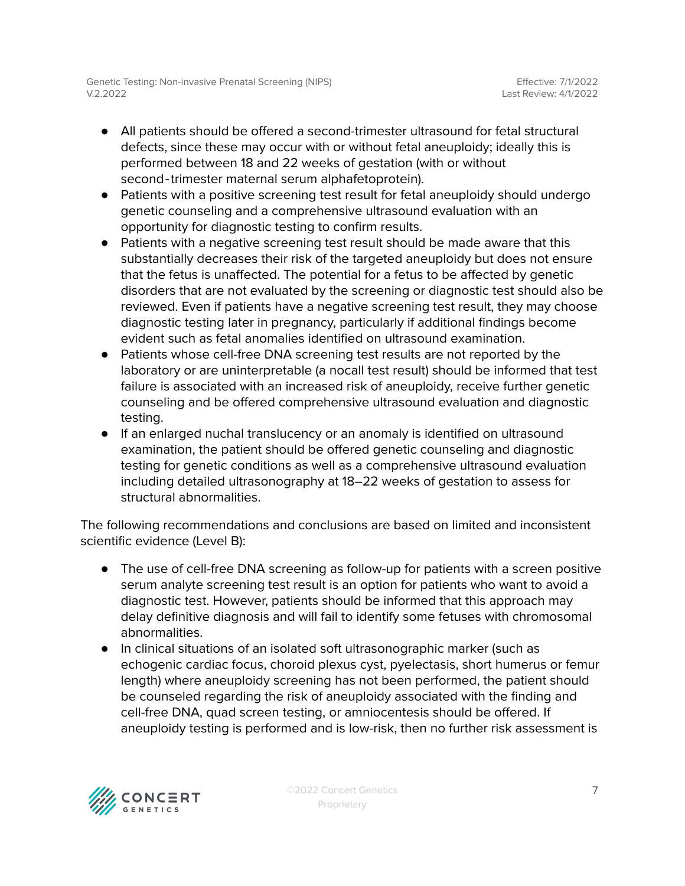- All patients should be offered a second-trimester ultrasound for fetal structural defects, since these may occur with or without fetal aneuploidy; ideally this is performed between 18 and 22 weeks of gestation (with or without second-trimester maternal serum alphafetoprotein).
- Patients with a positive screening test result for fetal aneuploidy should undergo genetic counseling and a comprehensive ultrasound evaluation with an opportunity for diagnostic testing to confirm results.
- Patients with a negative screening test result should be made aware that this substantially decreases their risk of the targeted aneuploidy but does not ensure that the fetus is unaffected. The potential for a fetus to be affected by genetic disorders that are not evaluated by the screening or diagnostic test should also be reviewed. Even if patients have a negative screening test result, they may choose diagnostic testing later in pregnancy, particularly if additional findings become evident such as fetal anomalies identified on ultrasound examination.
- Patients whose cell-free DNA screening test results are not reported by the laboratory or are uninterpretable (a nocall test result) should be informed that test failure is associated with an increased risk of aneuploidy, receive further genetic counseling and be offered comprehensive ultrasound evaluation and diagnostic testing.
- If an enlarged nuchal translucency or an anomaly is identified on ultrasound examination, the patient should be offered genetic counseling and diagnostic testing for genetic conditions as well as a comprehensive ultrasound evaluation including detailed ultrasonography at 18–22 weeks of gestation to assess for structural abnormalities.

The following recommendations and conclusions are based on limited and inconsistent scientific evidence (Level B):

- The use of cell-free DNA screening as follow-up for patients with a screen positive serum analyte screening test result is an option for patients who want to avoid a diagnostic test. However, patients should be informed that this approach may delay definitive diagnosis and will fail to identify some fetuses with chromosomal abnormalities.
- In clinical situations of an isolated soft ultrasonographic marker (such as echogenic cardiac focus, choroid plexus cyst, pyelectasis, short humerus or femur length) where aneuploidy screening has not been performed, the patient should be counseled regarding the risk of aneuploidy associated with the finding and cell-free DNA, quad screen testing, or amniocentesis should be offered. If aneuploidy testing is performed and is low-risk, then no further risk assessment is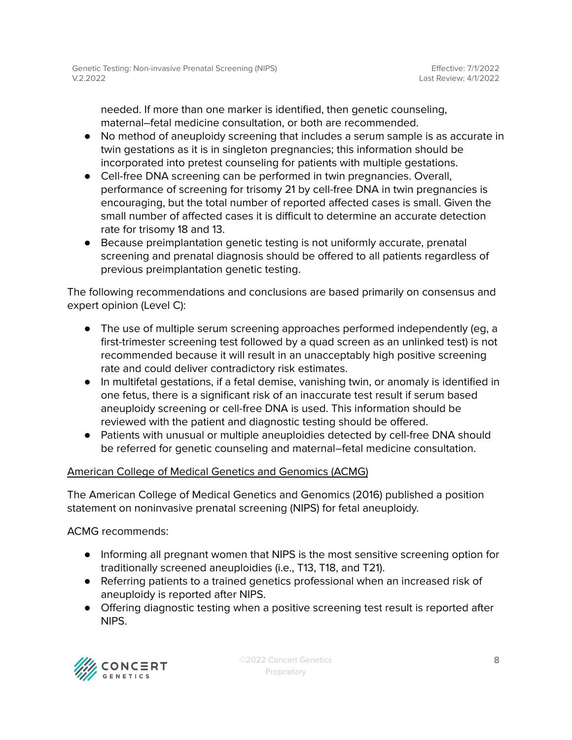needed. If more than one marker is identified, then genetic counseling, maternal–fetal medicine consultation, or both are recommended.

- No method of aneuploidy screening that includes a serum sample is as accurate in twin gestations as it is in singleton pregnancies; this information should be incorporated into pretest counseling for patients with multiple gestations.
- Cell-free DNA screening can be performed in twin pregnancies. Overall, performance of screening for trisomy 21 by cell-free DNA in twin pregnancies is encouraging, but the total number of reported affected cases is small. Given the small number of affected cases it is difficult to determine an accurate detection rate for trisomy 18 and 13.
- Because preimplantation genetic testing is not uniformly accurate, prenatal screening and prenatal diagnosis should be offered to all patients regardless of previous preimplantation genetic testing.

The following recommendations and conclusions are based primarily on consensus and expert opinion (Level C):

- The use of multiple serum screening approaches performed independently (eg, a first-trimester screening test followed by a quad screen as an unlinked test) is not recommended because it will result in an unacceptably high positive screening rate and could deliver contradictory risk estimates.
- In multifetal gestations, if a fetal demise, vanishing twin, or anomaly is identified in one fetus, there is a significant risk of an inaccurate test result if serum based aneuploidy screening or cell-free DNA is used. This information should be reviewed with the patient and diagnostic testing should be offered.
- Patients with unusual or multiple aneuploidies detected by cell-free DNA should be referred for genetic counseling and maternal–fetal medicine consultation.

<u>American College of Medical Genetics and Genomics (ACMG)</u>

The American College of Medical Genetics and Genomics (2016) published a position statement on noninvasive prenatal screening (NIPS) for fetal aneuploidy.

ACMG recommends:

- Informing all pregnant women that NIPS is the most sensitive screening option for traditionally screened aneuploidies (i.e., T13, T18, and T21).
- Referring patients to a trained genetics professional when an increased risk of aneuploidy is reported after NIPS.
- Offering diagnostic testing when a positive screening test result is reported after NIPS.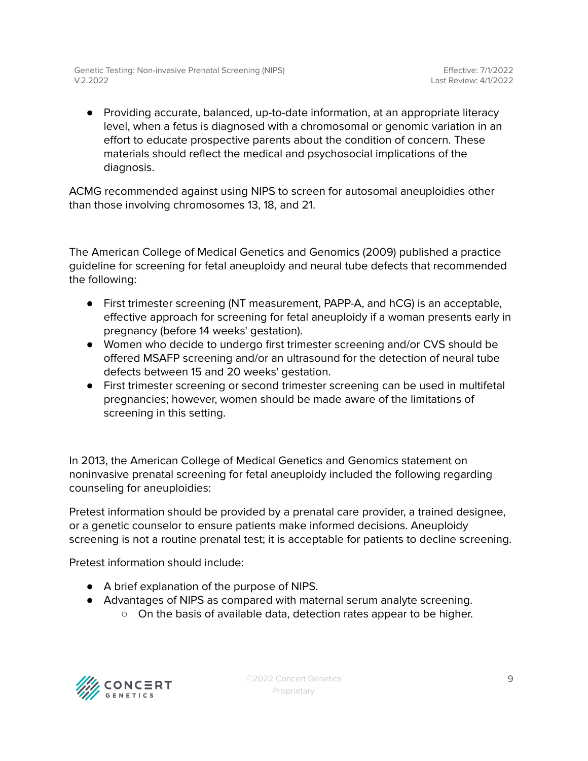- Providing accurate, balanced, up-to-date information, at an appropriate literacy level, when a fetus is diagnosed with a chromosomal or genomic variation in an effort to educate prospective parents about the condition of concern. These materials should reflect the medical and psychosocial implications of the diagnosis.

ACMG recommended against using NIPS to screen for autosomal aneuploidies other than those involving chromosomes 13, 18, and 21.

The American College of Medical Genetics and Genomics (2009) published a practice guideline for screening for fetal aneuploidy and neural tube defects that recommended the following:

- First trimester screening (NT measurement, PAPP-A, and hCG) is an acceptable, effective approach for screening for fetal aneuploidy if a woman presents early in pregnancy (before 14 weeks' gestation).
- Women who decide to undergo first trimester screening and/or CVS should be offered MSAFP screening and/or an ultrasound for the detection of neural tube defects between 15 and 20 weeks' gestation.
- First trimester screening or second trimester screening can be used in multifetal pregnancies; however, women should be made aware of the limitations of screening in this setting.

In 2013, the American College of Medical Genetics and Genomics statement on noninvasive prenatal screening for fetal aneuploidy included the following regarding counseling for aneuploidies:

Pretest information should be provided by a prenatal care provider, a trained designee, or a genetic counselor to ensure patients make informed decisions. Aneuploidy screening is not a routine prenatal test; it is acceptable for patients to decline screening.

Pretest information should include:

- A brief explanation of the purpose of NIPS.
- Advantages of NIPS as compared with maternal serum analyte screening.
    - On the basis of available data, detection rates appear to be higher.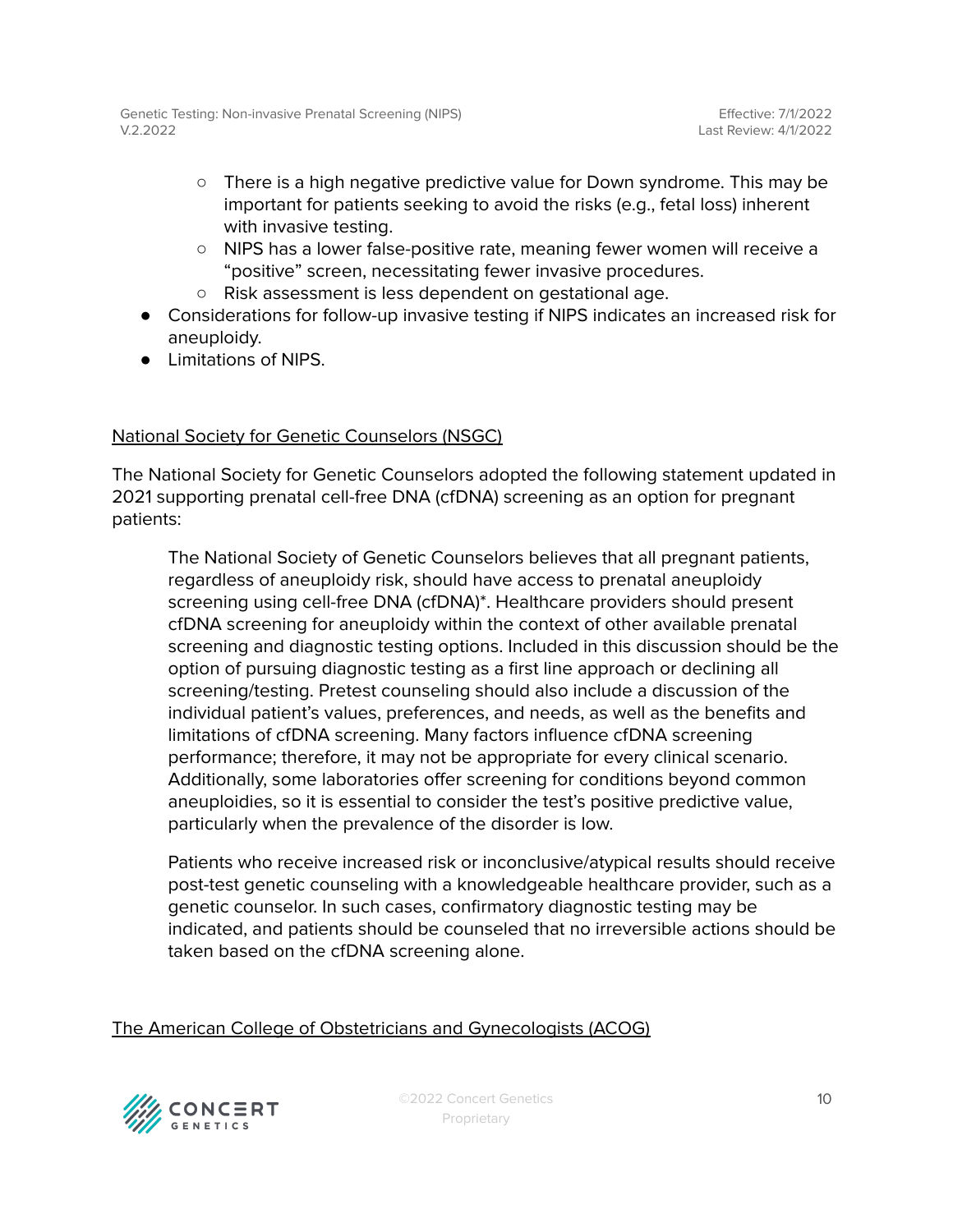- There is a high negative predictive value for Down syndrome. This may be important for patients seeking to avoid the risks (e.g., fetal loss) inherent with invasive testing.
    - NIPS has a lower false-positive rate, meaning fewer women will receive a "positive" screen, necessitating fewer invasive procedures.
    - Risk assessment is less dependent on gestational age.
- Considerations for follow-up invasive testing if NIPS indicates an increased risk for aneuploidy.
- Limitations of NIPS.

National Society for Genetic Counselors (NSGC)

The National Society for Genetic Counselors adopted the following statement updated in 2021 supporting prenatal cell-free DNA (cfDNA) screening as an option for pregnant patients:

> The National Society of Genetic Counselors believes that all pregnant patients, regardless of aneuploidy risk, should have access to prenatal aneuploidy screening using cell-free DNA (cfDNA)*. Healthcare providers should present cfDNA screening for aneuploidy within the context of other available prenatal screening and diagnostic testing options. Included in this discussion should be the option of pursuing diagnostic testing as a first line approach or declining all screening/testing. Pretest counseling should also include a discussion of the individual patient's values, preferences, and needs, as well as the benefits and limitations of cfDNA screening. Many factors influence cfDNA screening performance; therefore, it may not be appropriate for every clinical scenario. Additionally, some laboratories offer screening for conditions beyond common aneuploidies, so it is essential to consider the test's positive predictive value, particularly when the prevalence of the disorder is low.
>
> Patients who receive increased risk or inconclusive/atypical results should receive post-test genetic counseling with a knowledgeable healthcare provider, such as a genetic counselor. In such cases, confirmatory diagnostic testing may be indicated, and patients should be counseled that no irreversible actions should be taken based on the cfDNA screening alone.

The American College of Obstetricians and Gynecologists (ACOG)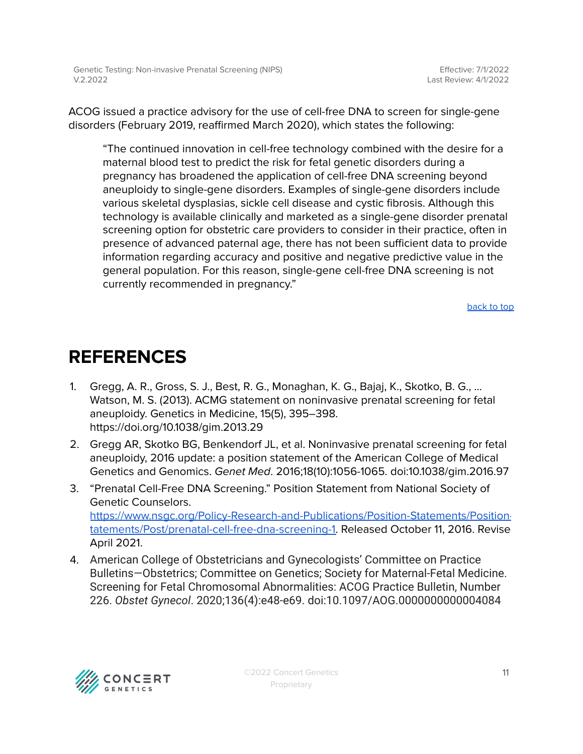ACOG issued a practice advisory for the use of cell-free DNA to screen for single-gene disorders (February 2019, reaffirmed March 2020), which states the following:

> "The continued innovation in cell-free technology combined with the desire for a maternal blood test to predict the risk for fetal genetic disorders during a pregnancy has broadened the application of cell-free DNA screening beyond aneuploidy to single-gene disorders. Examples of single-gene disorders include various skeletal dysplasias, sickle cell disease and cystic fibrosis. Although this technology is available clinically and marketed as a single-gene disorder prenatal screening option for obstetric care providers to consider in their practice, often in presence of advanced paternal age, there has not been sufficient data to provide information regarding accuracy and positive and negative predictive value in the general population. For this reason, single-gene cell-free DNA screening is not currently recommended in pregnancy."

back to top

# REFERENCES

1. Gregg, A. R., Gross, S. J., Best, R. G., Monaghan, K. G., Bajaj, K., Skotko, B. G., ... Watson, M. S. (2013). ACMG statement on noninvasive prenatal screening for fetal aneuploidy. Genetics in Medicine, 15(5), 395–398. https://doi.org/10.1038/gim.2013.29
2. Gregg AR, Skotko BG, Benkendorf JL, et al. Noninvasive prenatal screening for fetal aneuploidy, 2016 update: a position statement of the American College of Medical Genetics and Genomics. *Genet Med*. 2016;18(10):1056-1065. doi:10.1038/gim.2016.97
3. "Prenatal Cell-Free DNA Screening." Position Statement from National Society of Genetic Counselors. https://www.nsgc.org/Policy-Research-and-Publications/Position-Statements/Position-Statements/Post/prenatal-cell-free-dna-screening-1. Released October 11, 2016. Revise April 2021.
4. American College of Obstetricians and Gynecologists' Committee on Practice Bulletins—Obstetrics; Committee on Genetics; Society for Maternal-Fetal Medicine. Screening for Fetal Chromosomal Abnormalities: ACOG Practice Bulletin, Number 226. *Obstet Gynecol*. 2020;136(4):e48-e69. doi:10.1097/AOG.0000000000004084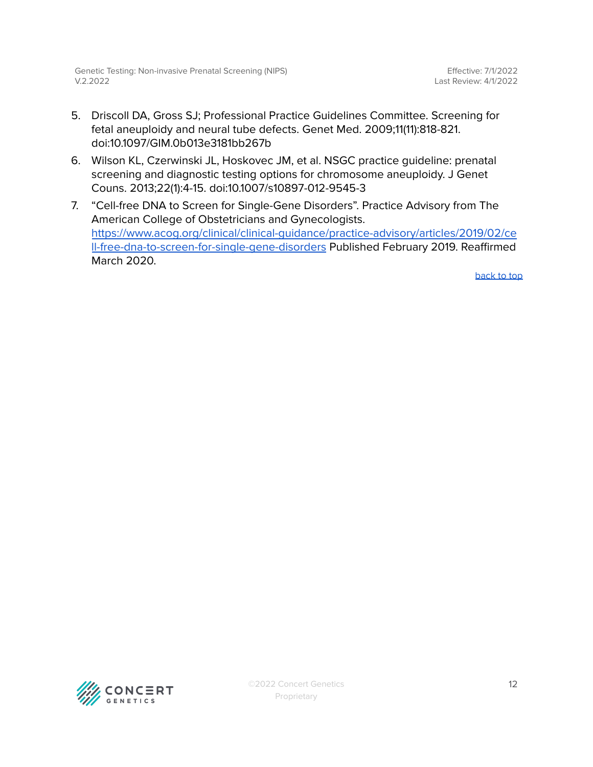5. Driscoll DA, Gross SJ; Professional Practice Guidelines Committee. Screening for fetal aneuploidy and neural tube defects. Genet Med. 2009;11(11):818-821. doi:10.1097/GIM.0b013e3181bb267b
6. Wilson KL, Czerwinski JL, Hoskovec JM, et al. NSGC practice guideline: prenatal screening and diagnostic testing options for chromosome aneuploidy. J Genet Couns. 2013;22(1):4-15. doi:10.1007/s10897-012-9545-3
7. "Cell-free DNA to Screen for Single-Gene Disorders". Practice Advisory from The American College of Obstetricians and Gynecologists. [https://www.acog.org/clinical/clinical-guidance/practice-advisory/articles/2019/02/cell-free-dna-to-screen-for-single-gene-disorders](https://www.acog.org/clinical/clinical-guidance/practice-advisory/articles/2019/02/cell-free-dna-to-screen-for-single-gene-disorders) Published February 2019. Reaffirmed March 2020.

back to top